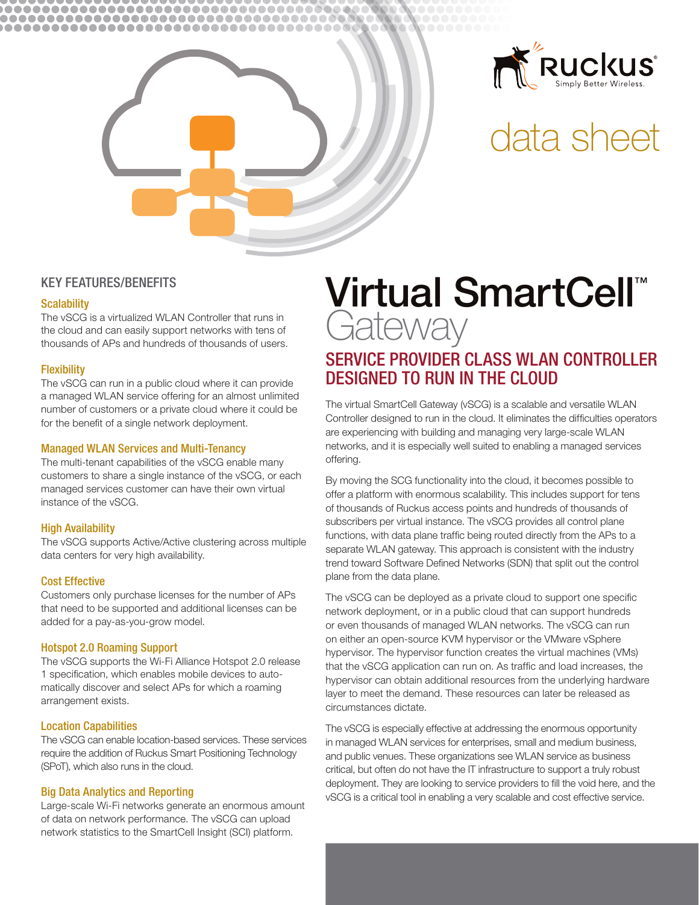Ruckus®
Simply Better Wireless.

data sheet

# Virtual SmartCell™ Gateway

## SERVICE PROVIDER CLASS WLAN CONTROLLER DESIGNED TO RUN IN THE CLOUD

The virtual SmartCell Gateway (vSCG) is a scalable and versatile WLAN Controller designed to run in the cloud. It eliminates the difficulties operators are experiencing with building and managing very large-scale WLAN networks, and it is especially well suited to enabling a managed services offering.

By moving the SCG functionality into the cloud, it becomes possible to offer a platform with enormous scalability. This includes support for tens of thousands of Ruckus access points and hundreds of thousands of subscribers per virtual instance. The vSCG provides all control plane functions, with data plane traffic being routed directly from the APs to a separate WLAN gateway. This approach is consistent with the industry trend toward Software Defined Networks (SDN) that split out the control plane from the data plane.

The vSCG can be deployed as a private cloud to support one specific network deployment, or in a public cloud that can support hundreds or even thousands of managed WLAN networks. The vSCG can run on either an open-source KVM hypervisor or the VMware vSphere hypervisor. The hypervisor function creates the virtual machines (VMs) that the vSCG application can run on. As traffic and load increases, the hypervisor can obtain additional resources from the underlying hardware layer to meet the demand. These resources can later be released as circumstances dictate.

The vSCG is especially effective at addressing the enormous opportunity in managed WLAN services for enterprises, small and medium business, and public venues. These organizations see WLAN service as business critical, but often do not have the IT infrastructure to support a truly robust deployment. They are looking to service providers to fill the void here, and the vSCG is a critical tool in enabling a very scalable and cost effective service.

## KEY FEATURES/BENEFITS

### Scalability

The vSCG is a virtualized WLAN Controller that runs in the cloud and can easily support networks with tens of thousands of APs and hundreds of thousands of users.

### Flexibility

The vSCG can run in a public cloud where it can provide a managed WLAN service offering for an almost unlimited number of customers or a private cloud where it could be for the benefit of a single network deployment.

### Managed WLAN Services and Multi-Tenancy

The multi-tenant capabilities of the vSCG enable many customers to share a single instance of the vSCG, or each managed services customer can have their own virtual instance of the vSCG.

### High Availability

The vSCG supports Active/Active clustering across multiple data centers for very high availability.

### Cost Effective

Customers only purchase licenses for the number of APs that need to be supported and additional licenses can be added for a pay-as-you-grow model.

### Hotspot 2.0 Roaming Support

The vSCG supports the Wi-Fi Alliance Hotspot 2.0 release 1 specification, which enables mobile devices to automatically discover and select APs for which a roaming arrangement exists.

### Location Capabilities

The vSCG can enable location-based services. These services require the addition of Ruckus Smart Positioning Technology (SPoT), which also runs in the cloud.

### Big Data Analytics and Reporting

Large-scale Wi-Fi networks generate an enormous amount of data on network performance. The vSCG can upload network statistics to the SmartCell Insight (SCI) platform.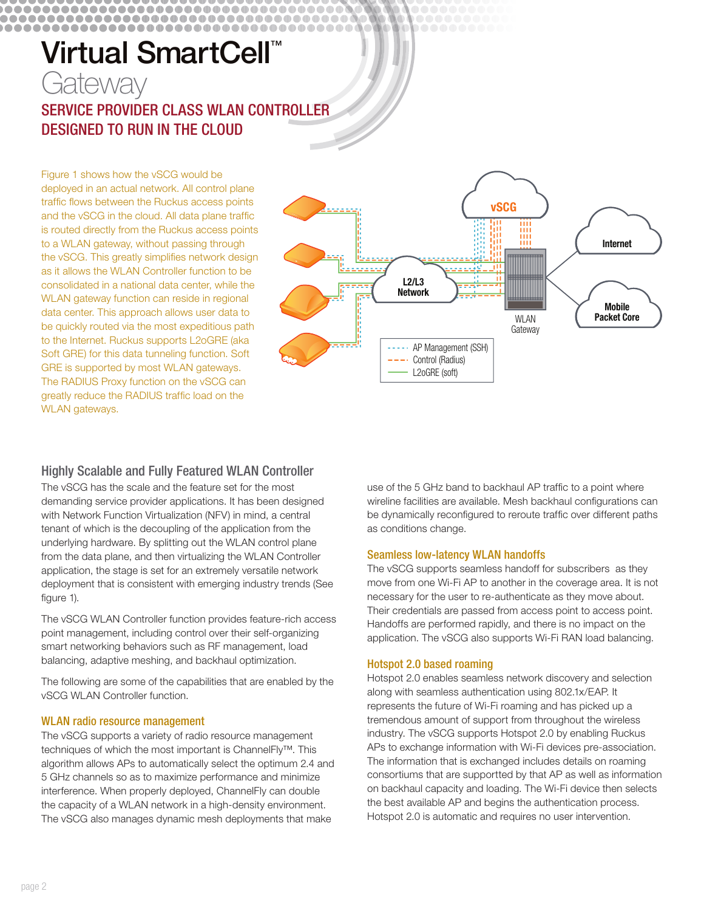# Virtual SmartCell™ Gateway

## SERVICE PROVIDER CLASS WLAN CONTROLLER DESIGNED TO RUN IN THE CLOUD

Figure 1 shows how the vSCG would be deployed in an actual network. All control plane traffic flows between the Ruckus access points and the vSCG in the cloud. All data plane traffic is routed directly from the Ruckus access points to a WLAN gateway, without passing through the vSCG. This greatly simplifies network design as it allows the WLAN Controller function to be consolidated in a national data center, while the WLAN gateway function can reside in regional data center. This approach allows user data to be quickly routed via the most expeditious path to the Internet. Ruckus supports L2oGRE (aka Soft GRE) for this data tunneling function. Soft GRE is supported by most WLAN gateways. The RADIUS Proxy function on the vSCG can greatly reduce the RADIUS traffic load on the WLAN gateways.

vSCG

L2/L3 Network

WLAN Gateway

Internet

Mobile Packet Core

AP Management (SSH)
Control (Radius)
L2oGRE (soft)

### Highly Scalable and Fully Featured WLAN Controller

The vSCG has the scale and the feature set for the most demanding service provider applications. It has been designed with Network Function Virtualization (NFV) in mind, a central tenant of which is the decoupling of the application from the underlying hardware. By splitting out the WLAN control plane from the data plane, and then virtualizing the WLAN Controller application, the stage is set for an extremely versatile network deployment that is consistent with emerging industry trends (See figure 1).

The vSCG WLAN Controller function provides feature-rich access point management, including control over their self-organizing smart networking behaviors such as RF management, load balancing, adaptive meshing, and backhaul optimization.

The following are some of the capabilities that are enabled by the vSCG WLAN Controller function.

#### WLAN radio resource management

The vSCG supports a variety of radio resource management techniques of which the most important is ChannelFly™. This algorithm allows APs to automatically select the optimum 2.4 and 5 GHz channels so as to maximize performance and minimize interference. When properly deployed, ChannelFly can double the capacity of a WLAN network in a high-density environment. The vSCG also manages dynamic mesh deployments that make use of the 5 GHz band to backhaul AP traffic to a point where wireline facilities are available. Mesh backhaul configurations can be dynamically reconfigured to reroute traffic over different paths as conditions change.

#### Seamless low-latency WLAN handoffs

The vSCG supports seamless handoff for subscribers as they move from one Wi-Fi AP to another in the coverage area. It is not necessary for the user to re-authenticate as they move about. Their credentials are passed from access point to access point. Handoffs are performed rapidly, and there is no impact on the application. The vSCG also supports Wi-Fi RAN load balancing.

#### Hotspot 2.0 based roaming

Hotspot 2.0 enables seamless network discovery and selection along with seamless authentication using 802.1x/EAP. It represents the future of Wi-Fi roaming and has picked up a tremendous amount of support from throughout the wireless industry. The vSCG supports Hotspot 2.0 by enabling Ruckus APs to exchange information with Wi-Fi devices pre-association. The information that is exchanged includes details on roaming consortiums that are supportted by that AP as well as information on backhaul capacity and loading. The Wi-Fi device then selects the best available AP and begins the authentication process. Hotspot 2.0 is automatic and requires no user intervention.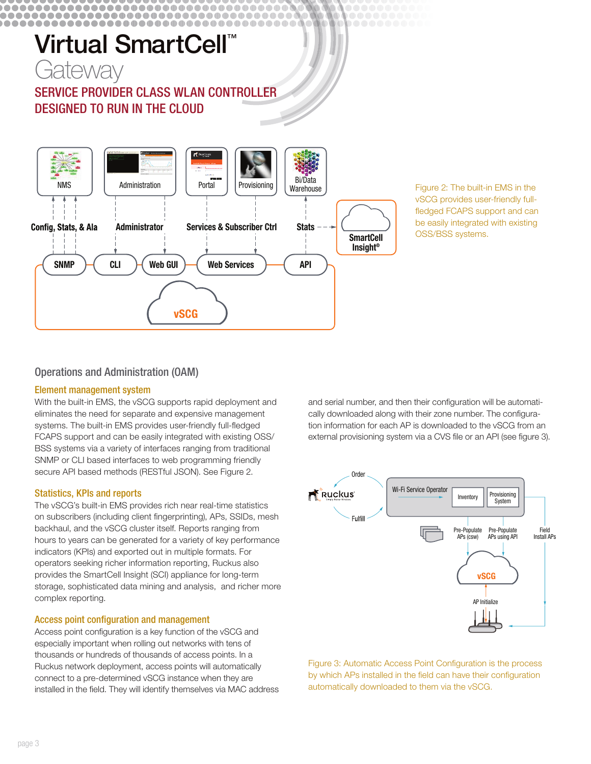# Virtual SmartCell™ Gateway

## SERVICE PROVIDER CLASS WLAN CONTROLLER DESIGNED TO RUN IN THE CLOUD

Figure 2: The built-in EMS in the vSCG provides user-friendly full-fledged FCAPS support and can be easily integrated with existing OSS/BSS systems.

## Operations and Administration (OAM)

### Element management system

With the built-in EMS, the vSCG supports rapid deployment and eliminates the need for separate and expensive management systems. The built-in EMS provides user-friendly full-fledged FCAPS support and can be easily integrated with existing OSS/BSS systems via a variety of interfaces ranging from traditional SNMP or CLI based interfaces to web programming friendly secure API based methods (RESTful JSON). See Figure 2.

### Statistics, KPIs and reports

The vSCG's built-in EMS provides rich near real-time statistics on subscribers (including client fingerprinting), APs, SSIDs, mesh backhaul, and the vSCG cluster itself. Reports ranging from hours to years can be generated for a variety of key performance indicators (KPIs) and exported out in multiple formats. For operators seeking richer information reporting, Ruckus also provides the SmartCell Insight (SCI) appliance for long-term storage, sophisticated data mining and analysis, and richer more complex reporting.

### Access point configuration and management

Access point configuration is a key function of the vSCG and especially important when rolling out networks with tens of thousands or hundreds of thousands of access points. In a Ruckus network deployment, access points will automatically connect to a pre-determined vSCG instance when they are installed in the field. They will identify themselves via MAC address and serial number, and then their configuration will be automatically downloaded along with their zone number. The configuration information for each AP is downloaded to the vSCG from an external provisioning system via a CVS file or an API (see figure 3).

Figure 3: Automatic Access Point Configuration is the process by which APs installed in the field can have their configuration automatically downloaded to them via the vSCG.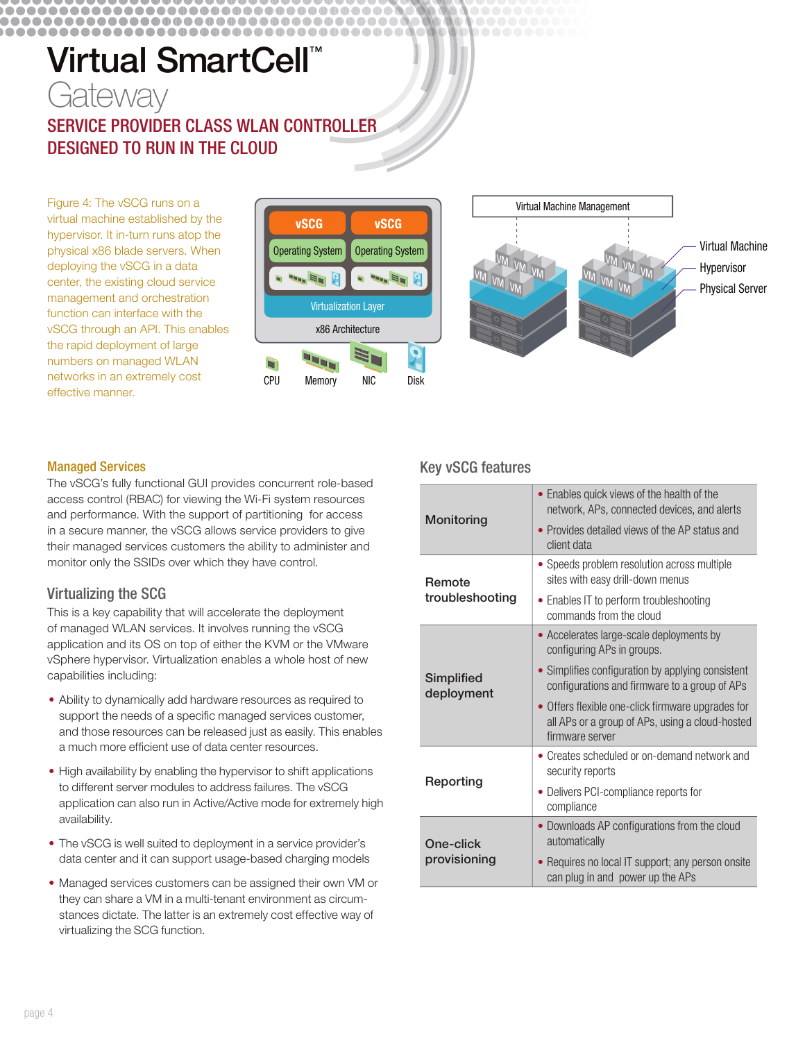# Virtual SmartCell™ Gateway

## SERVICE PROVIDER CLASS WLAN CONTROLLER DESIGNED TO RUN IN THE CLOUD

Figure 4: The vSCG runs on a virtual machine established by the hypervisor. It in-turn runs atop the physical x86 blade servers. When deploying the vSCG in a data center, the existing cloud service management and orchestration function can interface with the vSCG through an API. This enables the rapid deployment of large numbers on managed WLAN networks in an extremely cost effective manner.

### Managed Services

The vSCG's fully functional GUI provides concurrent role-based access control (RBAC) for viewing the Wi-Fi system resources and performance. With the support of partitioning for access in a secure manner, the vSCG allows service providers to give their managed services customers the ability to administer and monitor only the SSIDs over which they have control.

### Virtualizing the SCG

This is a key capability that will accelerate the deployment of managed WLAN services. It involves running the vSCG application and its OS on top of either the KVM or the VMware vSphere hypervisor. Virtualization enables a whole host of new capabilities including:

- Ability to dynamically add hardware resources as required to support the needs of a specific managed services customer, and those resources can be released just as easily. This enables a much more efficient use of data center resources.
- High availability by enabling the hypervisor to shift applications to different server modules to address failures. The vSCG application can also run in Active/Active mode for extremely high availability.
- The vSCG is well suited to deployment in a service provider's data center and it can support usage-based charging models
- Managed services customers can be assigned their own VM or they can share a VM in a multi-tenant environment as circum-stances dictate. The latter is an extremely cost effective way of virtualizing the SCG function.

### Key vSCG features

| | |
|---|---|
| **Monitoring** | • Enables quick views of the health of the network, APs, connected devices, and alerts<br>• Provides detailed views of the AP status and client data |
| **Remote troubleshooting** | • Speeds problem resolution across multiple sites with easy drill-down menus<br>• Enables IT to perform troubleshooting commands from the cloud |
| **Simplified deployment** | • Accelerates large-scale deployments by configuring APs in groups.<br>• Simplifies configuration by applying consistent configurations and firmware to a group of APs<br>• Offers flexible one-click firmware upgrades for all APs or a group of APs, using a cloud-hosted firmware server |
| **Reporting** | • Creates scheduled or on-demand network and security reports<br>• Delivers PCI-compliance reports for compliance |
| **One-click provisioning** | • Downloads AP configurations from the cloud automatically<br>• Requires no local IT support; any person onsite can plug in and power up the APs |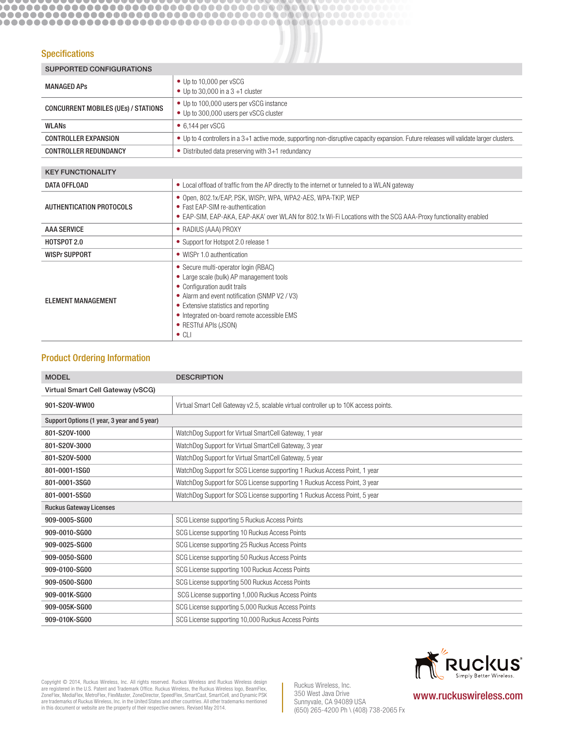## Specifications

| SUPPORTED CONFIGURATIONS | |
|---|---|
| MANAGED APs | • Up to 10,000 per vSCG<br>• Up to 30,000 in a 3 +1 cluster |
| CONCURRENT MOBILES (UEs) / STATIONS | • Up to 100,000 users per vSCG instance<br>• Up to 300,000 users per vSCG cluster |
| WLANs | • 6,144 per vSCG |
| CONTROLLER EXPANSION | • Up to 4 controllers in a 3+1 active mode, supporting non-disruptive capacity expansion. Future releases will validate larger clusters. |
| CONTROLLER REDUNDANCY | • Distributed data preserving with 3+1 redundancy |

| KEY FUNCTIONALITY | |
|---|---|
| DATA OFFLOAD | • Local offload of traffic from the AP directly to the internet or tunneled to a WLAN gateway |
| AUTHENTICATION PROTOCOLS | • Open, 802.1x/EAP, PSK, WISPr, WPA, WPA2-AES, WPA-TKIP, WEP<br>• Fast EAP-SIM re-authentication<br>• EAP-SIM, EAP-AKA, EAP-AKA' over WLAN for 802.1x Wi-Fi Locations with the SCG AAA-Proxy functionality enabled |
| AAA SERVICE | • RADIUS (AAA) PROXY |
| HOTSPOT 2.0 | • Support for Hotspot 2.0 release 1 |
| WISPr SUPPORT | • WISPr 1.0 authentication |
| ELEMENT MANAGEMENT | • Secure multi-operator login (RBAC)<br>• Large scale (bulk) AP management tools<br>• Configuration audit trails<br>• Alarm and event notification (SNMP V2 / V3)<br>• Extensive statistics and reporting<br>• Integrated on-board remote accessible EMS<br>• RESTful APIs (JSON)<br>• CLI |

## Product Ordering Information

| MODEL | DESCRIPTION |
|---|---|
| **Virtual Smart Cell Gateway (vSCG)** | |
| 901-S20V-WW00 | Virtual Smart Cell Gateway v2.5, scalable virtual controller up to 10K access points. |
| **Support Options (1 year, 3 year and 5 year)** | |
| 801-S20V-1000 | WatchDog Support for Virtual SmartCell Gateway, 1 year |
| 801-S20V-3000 | WatchDog Support for Virtual SmartCell Gateway, 3 year |
| 801-S20V-5000 | WatchDog Support for Virtual SmartCell Gateway, 5 year |
| 801-0001-1SG0 | WatchDog Support for SCG License supporting 1 Ruckus Access Point, 1 year |
| 801-0001-3SG0 | WatchDog Support for SCG License supporting 1 Ruckus Access Point, 3 year |
| 801-0001-5SG0 | WatchDog Support for SCG License supporting 1 Ruckus Access Point, 5 year |
| **Ruckus Gateway Licenses** | |
| 909-0005-SG00 | SCG License supporting 5 Ruckus Access Points |
| 909-0010-SG00 | SCG License supporting 10 Ruckus Access Points |
| 909-0025-SG00 | SCG License supporting 25 Ruckus Access Points |
| 909-0050-SG00 | SCG License supporting 50 Ruckus Access Points |
| 909-0100-SG00 | SCG License supporting 100 Ruckus Access Points |
| 909-0500-SG00 | SCG License supporting 500 Ruckus Access Points |
| 909-001K-SG00 | SCG License supporting 1,000 Ruckus Access Points |
| 909-005K-SG00 | SCG License supporting 5,000 Ruckus Access Points |
| 909-010K-SG00 | SCG License supporting 10,000 Ruckus Access Points |

Copyright © 2014, Ruckus Wireless, Inc. All rights reserved. Ruckus Wireless and Ruckus Wireless design are registered in the U.S. Patent and Trademark Office. Ruckus Wireless, the Ruckus Wireless logo, BeamFlex, ZoneFlex, MediaFlex, MetroFlex, FlexMaster, ZoneDirector, SpeedFlex, SmartCast, SmartCell, and Dynamic PSK are trademarks of Ruckus Wireless, Inc. in the United States and other countries. All other trademarks mentioned in this document or website are the property of their respective owners. Revised May 2014.

Ruckus Wireless, Inc.
350 West Java Drive
Sunnyvale, CA 94089 USA
(650) 265-4200 Ph \ (408) 738-2065 Fx

Ruckus
Simply Better Wireless.

www.ruckuswireless.com